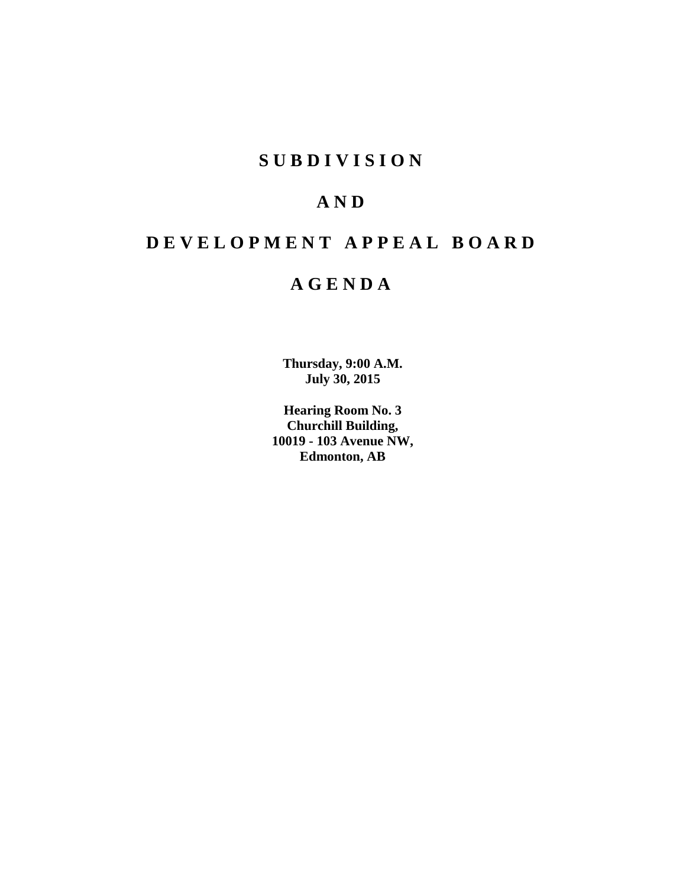# S U B D I V I S I O N

# A N D

# D E V E L O P M E N T  A P P E A L  B O A R D

# A G E N D A

**Thursday, 9:00 A.M.**
**July 30, 2015**

**Hearing Room No. 3**
**Churchill Building,**
**10019 - 103 Avenue NW,**
**Edmonton, AB**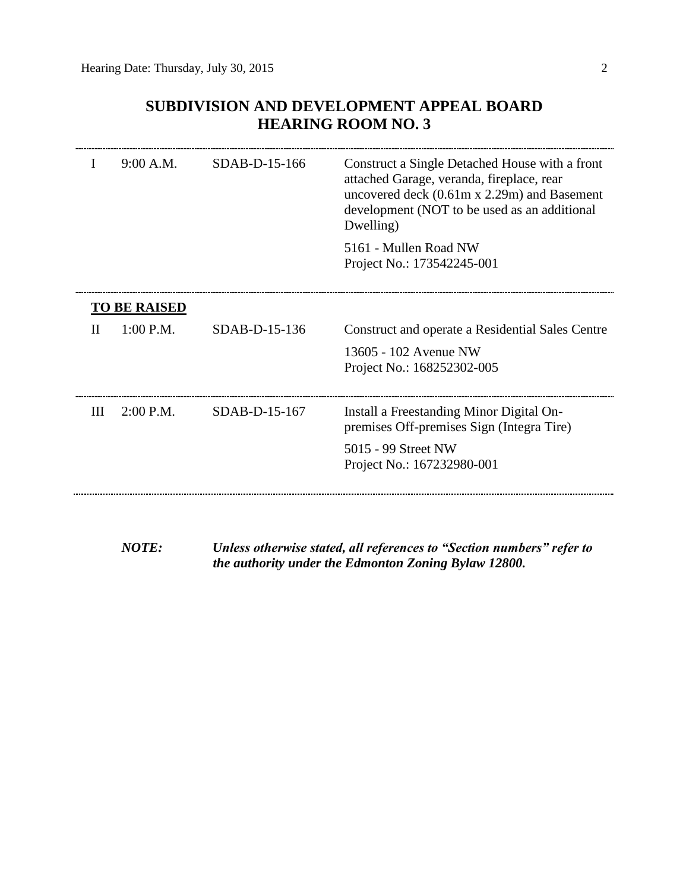## SUBDIVISION AND DEVELOPMENT APPEAL BOARD
## HEARING ROOM NO. 3

| | | | |
|---|---|---|---|
| I | 9:00 A.M. | SDAB-D-15-166 | Construct a Single Detached House with a front attached Garage, veranda, fireplace, rear uncovered deck (0.61m x 2.29m) and Basement development (NOT to be used as an additional Dwelling)<br><br>5161 - Mullen Road NW<br>Project No.: 173542245-001 |

**TO BE RAISED**

| | | | |
|---|---|---|---|
| II | 1:00 P.M. | SDAB-D-15-136 | Construct and operate a Residential Sales Centre<br><br>13605 - 102 Avenue NW<br>Project No.: 168252302-005 |
| III | 2:00 P.M. | SDAB-D-15-167 | Install a Freestanding Minor Digital On-premises Off-premises Sign (Integra Tire)<br><br>5015 - 99 Street NW<br>Project No.: 167232980-001 |

***NOTE:*** ***Unless otherwise stated, all references to "Section numbers" refer to the authority under the Edmonton Zoning Bylaw 12800.***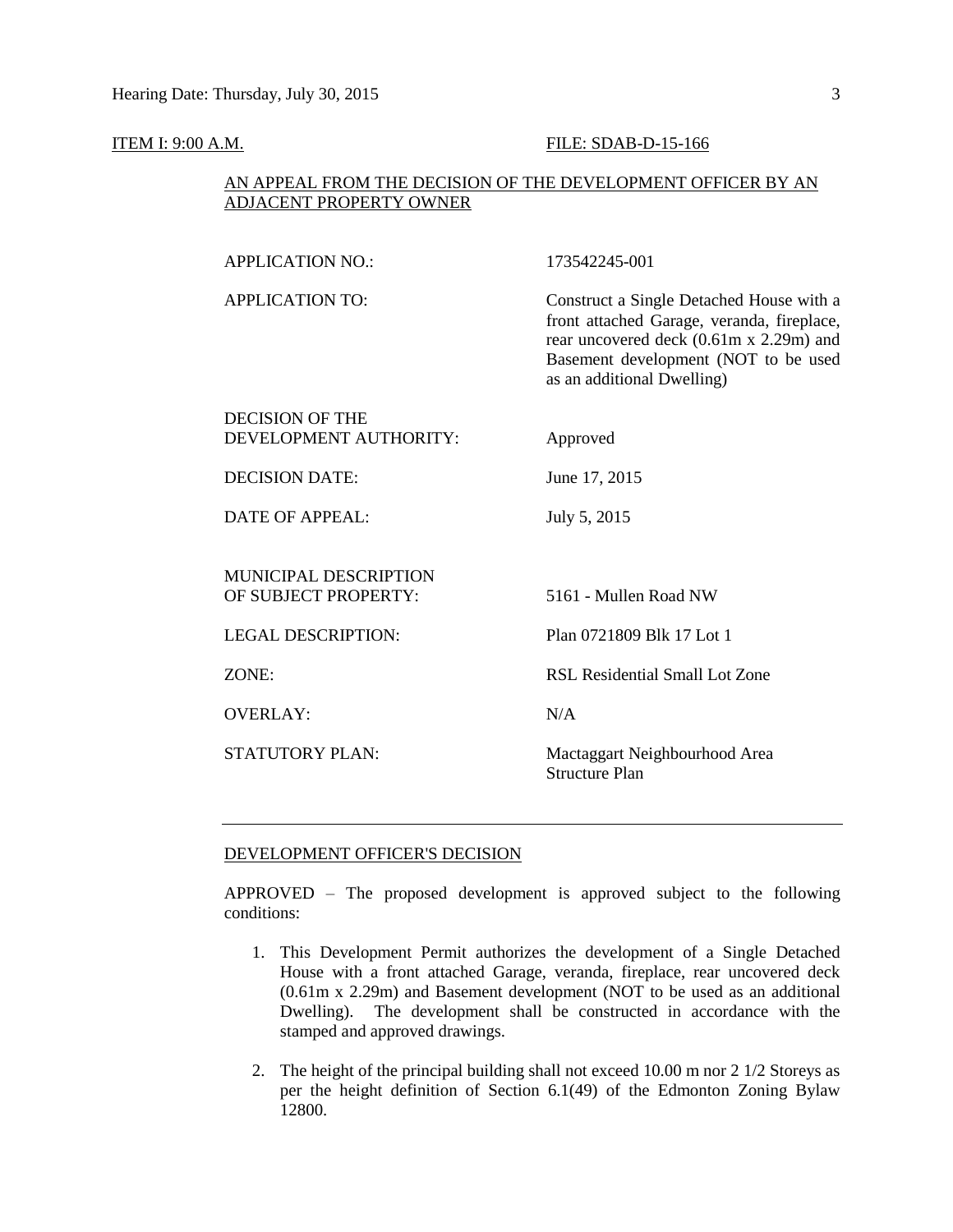ITEM I: 9:00 A.M. FILE: SDAB-D-15-166

AN APPEAL FROM THE DECISION OF THE DEVELOPMENT OFFICER BY AN ADJACENT PROPERTY OWNER

| | |
|---|---|
| APPLICATION NO.: | 173542245-001 |
| APPLICATION TO: | Construct a Single Detached House with a front attached Garage, veranda, fireplace, rear uncovered deck (0.61m x 2.29m) and Basement development (NOT to be used as an additional Dwelling) |
| DECISION OF THE DEVELOPMENT AUTHORITY: | Approved |
| DECISION DATE: | June 17, 2015 |
| DATE OF APPEAL: | July 5, 2015 |
| MUNICIPAL DESCRIPTION OF SUBJECT PROPERTY: | 5161 - Mullen Road NW |
| LEGAL DESCRIPTION: | Plan 0721809 Blk 17 Lot 1 |
| ZONE: | RSL Residential Small Lot Zone |
| OVERLAY: | N/A |
| STATUTORY PLAN: | Mactaggart Neighbourhood Area Structure Plan |

---

DEVELOPMENT OFFICER'S DECISION

APPROVED – The proposed development is approved subject to the following conditions:

1. This Development Permit authorizes the development of a Single Detached House with a front attached Garage, veranda, fireplace, rear uncovered deck (0.61m x 2.29m) and Basement development (NOT to be used as an additional Dwelling). The development shall be constructed in accordance with the stamped and approved drawings.

2. The height of the principal building shall not exceed 10.00 m nor 2 1/2 Storeys as per the height definition of Section 6.1(49) of the Edmonton Zoning Bylaw 12800.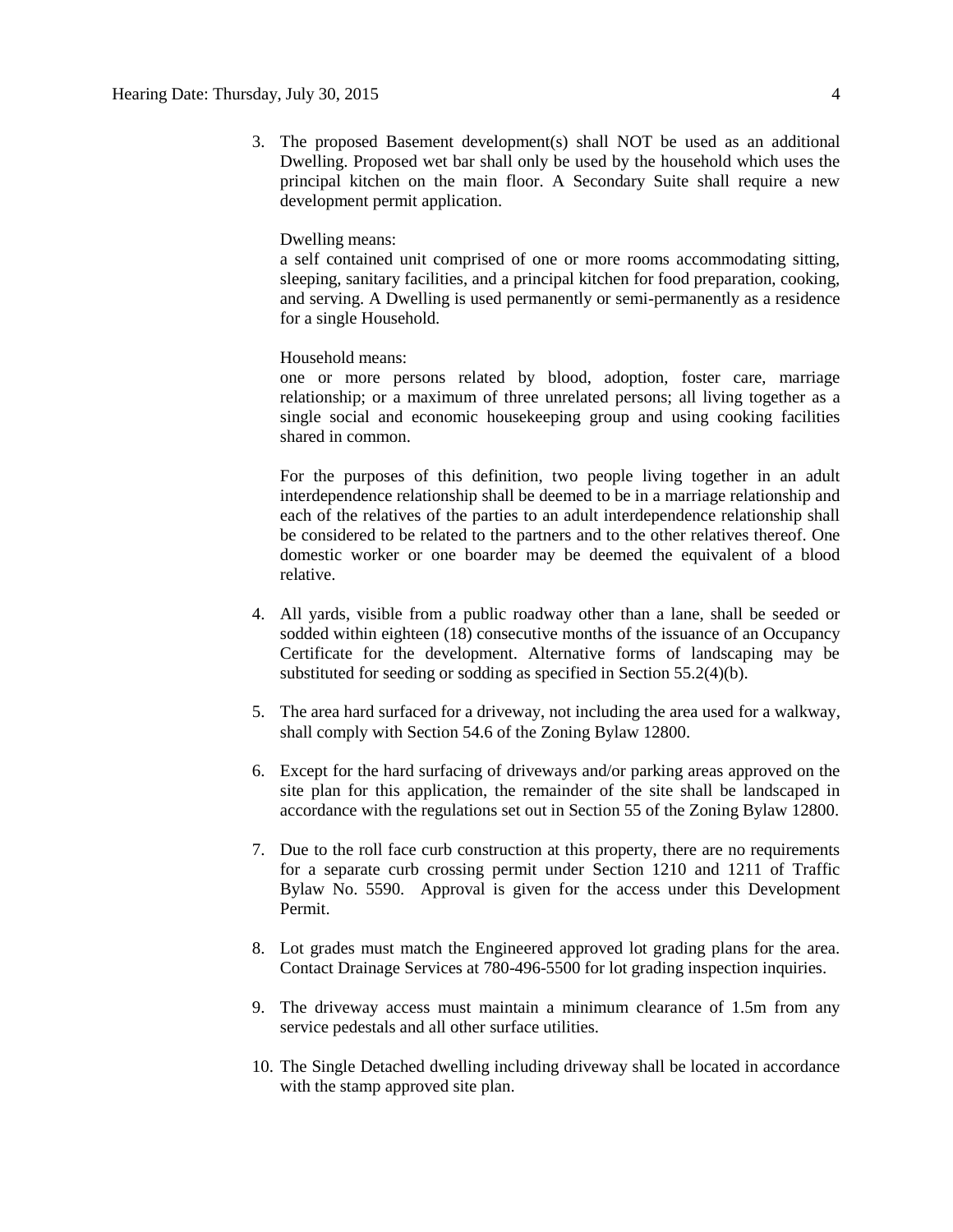3. The proposed Basement development(s) shall NOT be used as an additional Dwelling. Proposed wet bar shall only be used by the household which uses the principal kitchen on the main floor. A Secondary Suite shall require a new development permit application.

   Dwelling means:
   a self contained unit comprised of one or more rooms accommodating sitting, sleeping, sanitary facilities, and a principal kitchen for food preparation, cooking, and serving. A Dwelling is used permanently or semi-permanently as a residence for a single Household.

   Household means:
   one or more persons related by blood, adoption, foster care, marriage relationship; or a maximum of three unrelated persons; all living together as a single social and economic housekeeping group and using cooking facilities shared in common.

   For the purposes of this definition, two people living together in an adult interdependence relationship shall be deemed to be in a marriage relationship and each of the relatives of the parties to an adult interdependence relationship shall be considered to be related to the partners and to the other relatives thereof. One domestic worker or one boarder may be deemed the equivalent of a blood relative.

4. All yards, visible from a public roadway other than a lane, shall be seeded or sodded within eighteen (18) consecutive months of the issuance of an Occupancy Certificate for the development. Alternative forms of landscaping may be substituted for seeding or sodding as specified in Section 55.2(4)(b).

5. The area hard surfaced for a driveway, not including the area used for a walkway, shall comply with Section 54.6 of the Zoning Bylaw 12800.

6. Except for the hard surfacing of driveways and/or parking areas approved on the site plan for this application, the remainder of the site shall be landscaped in accordance with the regulations set out in Section 55 of the Zoning Bylaw 12800.

7. Due to the roll face curb construction at this property, there are no requirements for a separate curb crossing permit under Section 1210 and 1211 of Traffic Bylaw No. 5590. Approval is given for the access under this Development Permit.

8. Lot grades must match the Engineered approved lot grading plans for the area. Contact Drainage Services at 780-496-5500 for lot grading inspection inquiries.

9. The driveway access must maintain a minimum clearance of 1.5m from any service pedestals and all other surface utilities.

10. The Single Detached dwelling including driveway shall be located in accordance with the stamp approved site plan.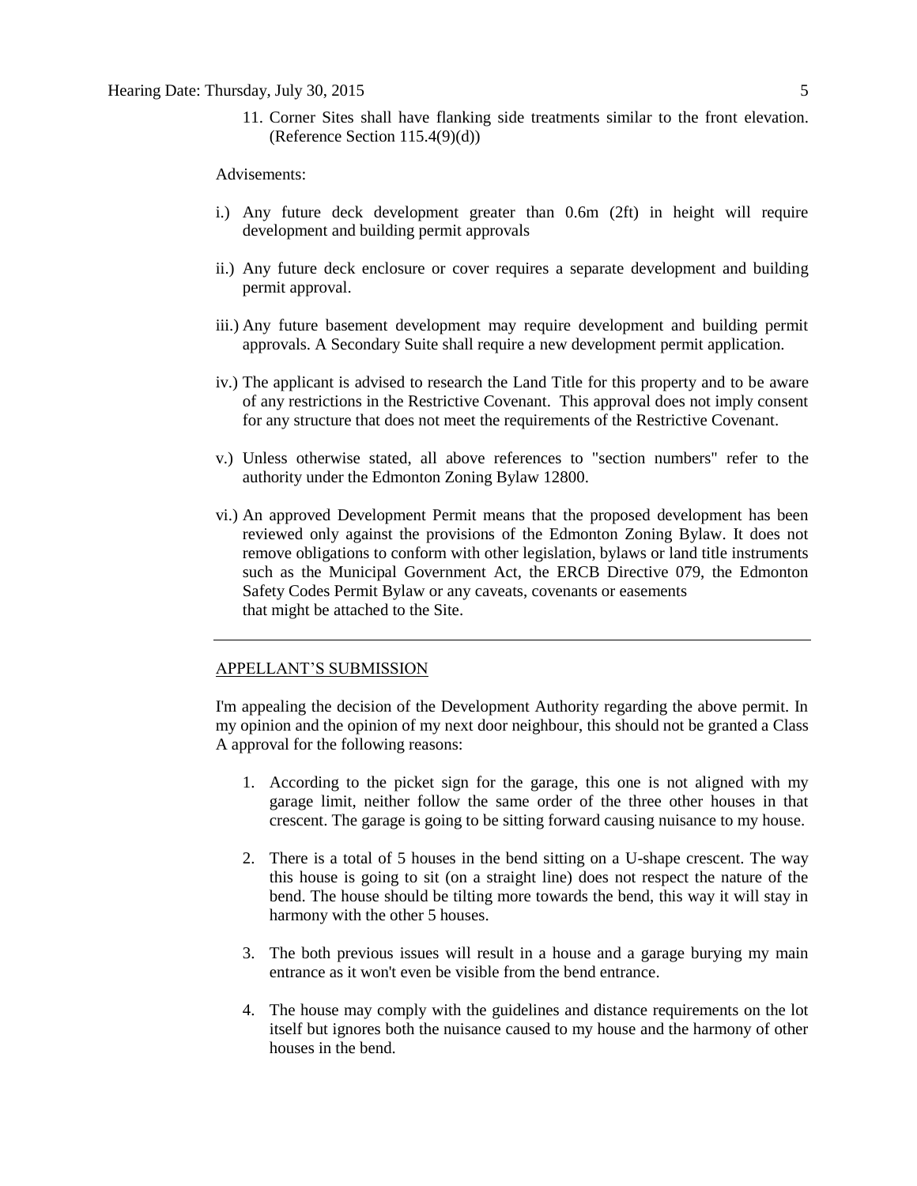11. Corner Sites shall have flanking side treatments similar to the front elevation. (Reference Section 115.4(9)(d))

Advisements:

i.) Any future deck development greater than 0.6m (2ft) in height will require development and building permit approvals

ii.) Any future deck enclosure or cover requires a separate development and building permit approval.

iii.) Any future basement development may require development and building permit approvals. A Secondary Suite shall require a new development permit application.

iv.) The applicant is advised to research the Land Title for this property and to be aware of any restrictions in the Restrictive Covenant. This approval does not imply consent for any structure that does not meet the requirements of the Restrictive Covenant.

v.) Unless otherwise stated, all above references to "section numbers" refer to the authority under the Edmonton Zoning Bylaw 12800.

vi.) An approved Development Permit means that the proposed development has been reviewed only against the provisions of the Edmonton Zoning Bylaw. It does not remove obligations to conform with other legislation, bylaws or land title instruments such as the Municipal Government Act, the ERCB Directive 079, the Edmonton Safety Codes Permit Bylaw or any caveats, covenants or easements that might be attached to the Site.

---

## APPELLANT'S SUBMISSION

I'm appealing the decision of the Development Authority regarding the above permit. In my opinion and the opinion of my next door neighbour, this should not be granted a Class A approval for the following reasons:

1. According to the picket sign for the garage, this one is not aligned with my garage limit, neither follow the same order of the three other houses in that crescent. The garage is going to be sitting forward causing nuisance to my house.

2. There is a total of 5 houses in the bend sitting on a U-shape crescent. The way this house is going to sit (on a straight line) does not respect the nature of the bend. The house should be tilting more towards the bend, this way it will stay in harmony with the other 5 houses.

3. The both previous issues will result in a house and a garage burying my main entrance as it won't even be visible from the bend entrance.

4. The house may comply with the guidelines and distance requirements on the lot itself but ignores both the nuisance caused to my house and the harmony of other houses in the bend.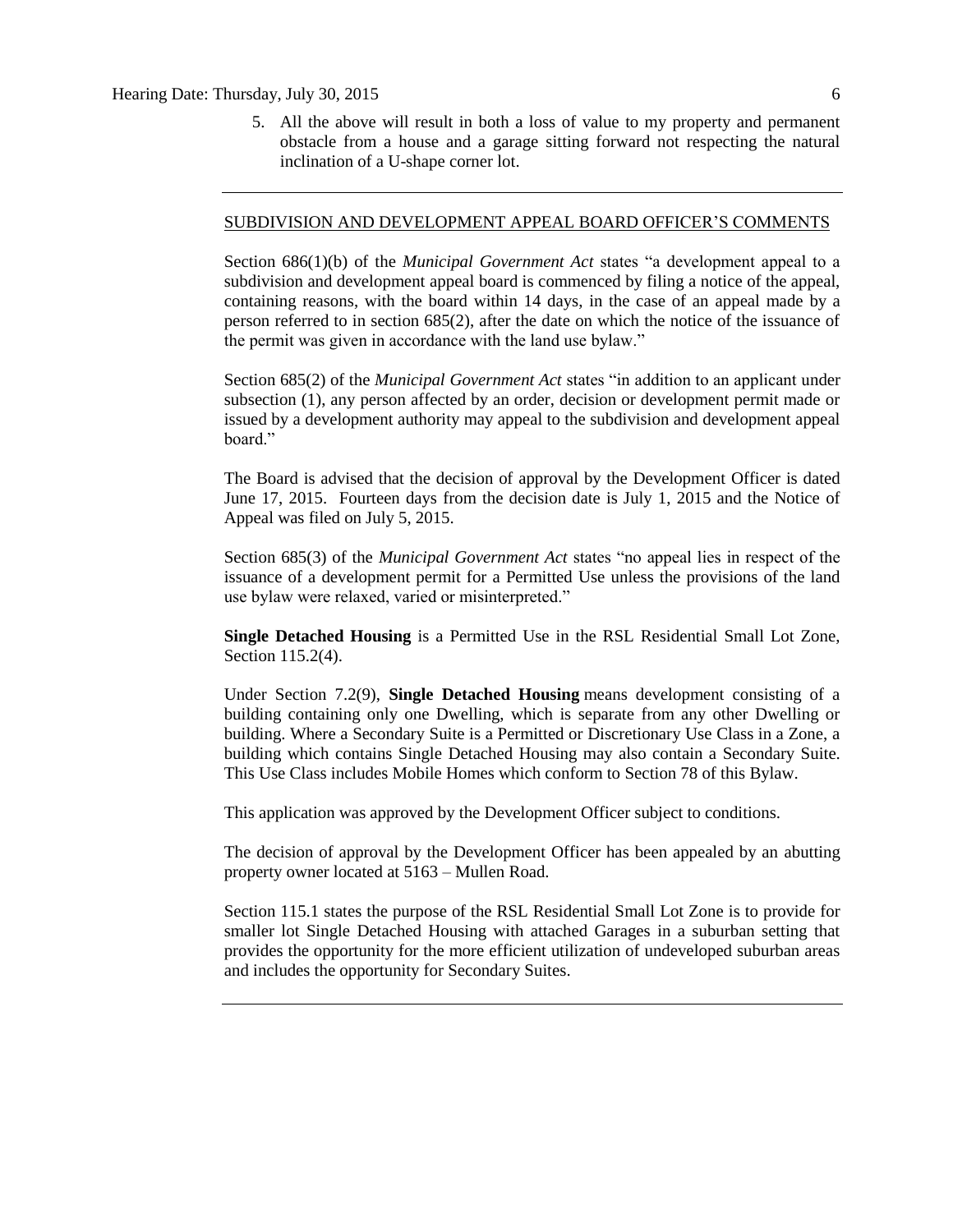5. All the above will result in both a loss of value to my property and permanent obstacle from a house and a garage sitting forward not respecting the natural inclination of a U-shape corner lot.

---

## SUBDIVISION AND DEVELOPMENT APPEAL BOARD OFFICER'S COMMENTS

Section 686(1)(b) of the *Municipal Government Act* states "a development appeal to a subdivision and development appeal board is commenced by filing a notice of the appeal, containing reasons, with the board within 14 days, in the case of an appeal made by a person referred to in section 685(2), after the date on which the notice of the issuance of the permit was given in accordance with the land use bylaw."

Section 685(2) of the *Municipal Government Act* states "in addition to an applicant under subsection (1), any person affected by an order, decision or development permit made or issued by a development authority may appeal to the subdivision and development appeal board."

The Board is advised that the decision of approval by the Development Officer is dated June 17, 2015. Fourteen days from the decision date is July 1, 2015 and the Notice of Appeal was filed on July 5, 2015.

Section 685(3) of the *Municipal Government Act* states "no appeal lies in respect of the issuance of a development permit for a Permitted Use unless the provisions of the land use bylaw were relaxed, varied or misinterpreted."

**Single Detached Housing** is a Permitted Use in the RSL Residential Small Lot Zone, Section 115.2(4).

Under Section 7.2(9), **Single Detached Housing** means development consisting of a building containing only one Dwelling, which is separate from any other Dwelling or building. Where a Secondary Suite is a Permitted or Discretionary Use Class in a Zone, a building which contains Single Detached Housing may also contain a Secondary Suite. This Use Class includes Mobile Homes which conform to Section 78 of this Bylaw.

This application was approved by the Development Officer subject to conditions.

The decision of approval by the Development Officer has been appealed by an abutting property owner located at 5163 – Mullen Road.

Section 115.1 states the purpose of the RSL Residential Small Lot Zone is to provide for smaller lot Single Detached Housing with attached Garages in a suburban setting that provides the opportunity for the more efficient utilization of undeveloped suburban areas and includes the opportunity for Secondary Suites.

---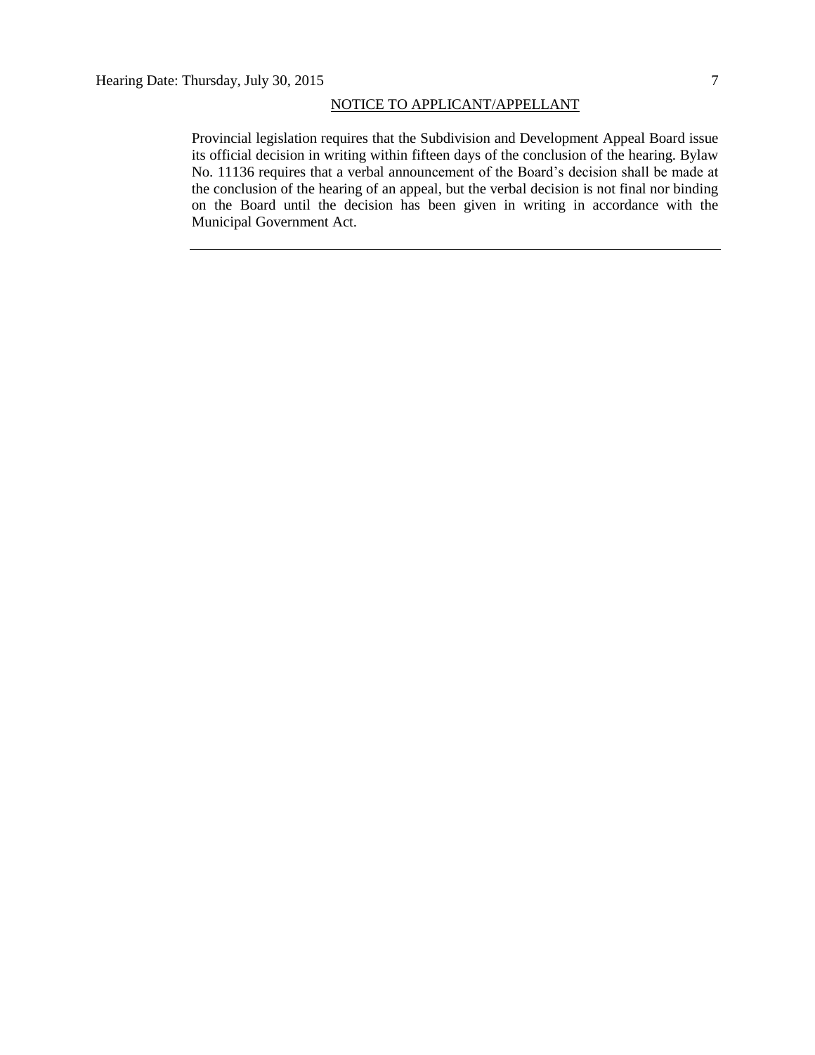NOTICE TO APPLICANT/APPELLANT

Provincial legislation requires that the Subdivision and Development Appeal Board issue its official decision in writing within fifteen days of the conclusion of the hearing. Bylaw No. 11136 requires that a verbal announcement of the Board's decision shall be made at the conclusion of the hearing of an appeal, but the verbal decision is not final nor binding on the Board until the decision has been given in writing in accordance with the Municipal Government Act.

---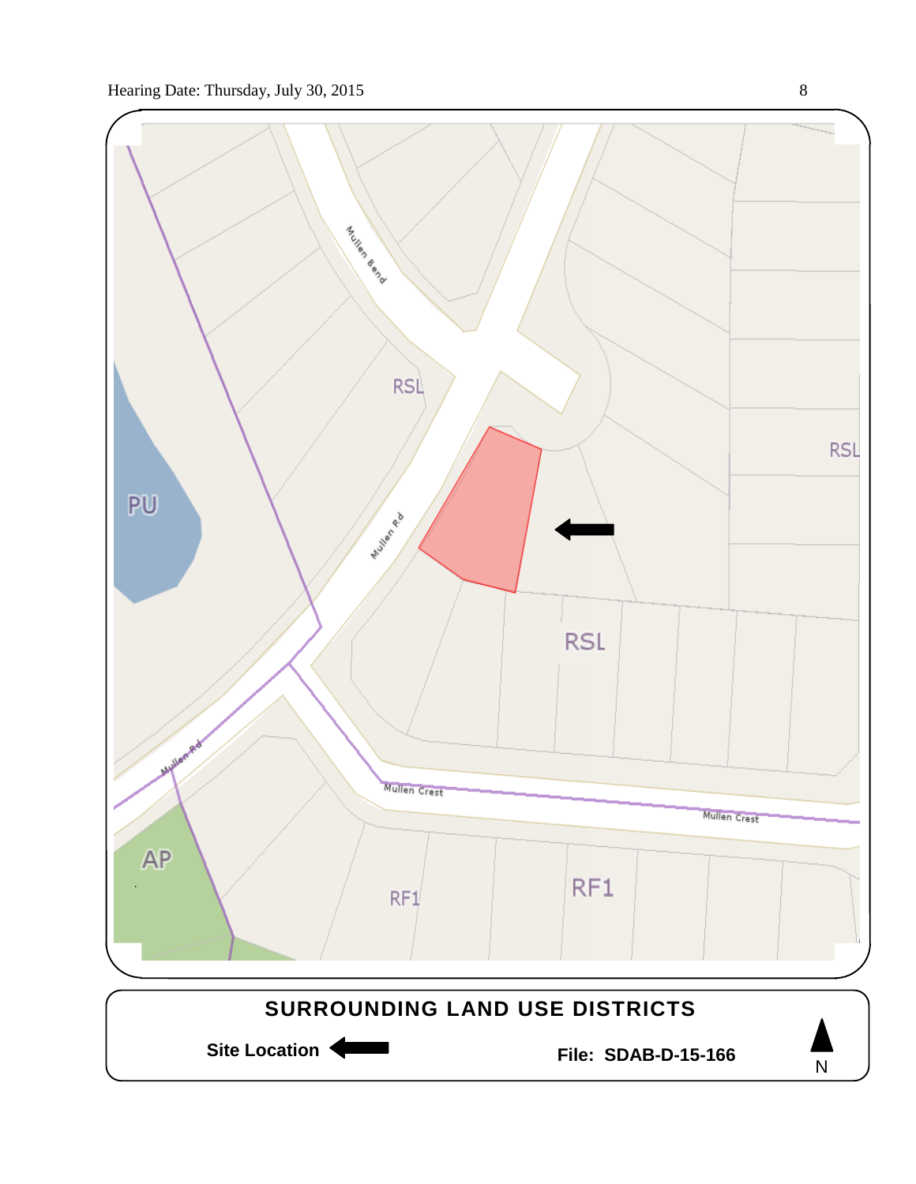RSL

PU

Mullen Bend

Mullen Rd

RSL

RSL

Mullen Rd

Mullen Crest

Mullen Crest

AP

RF1

RF1

**SURROUNDING LAND USE DISTRICTS**

**Site Location** ⬅

**File: SDAB-D-15-166**

N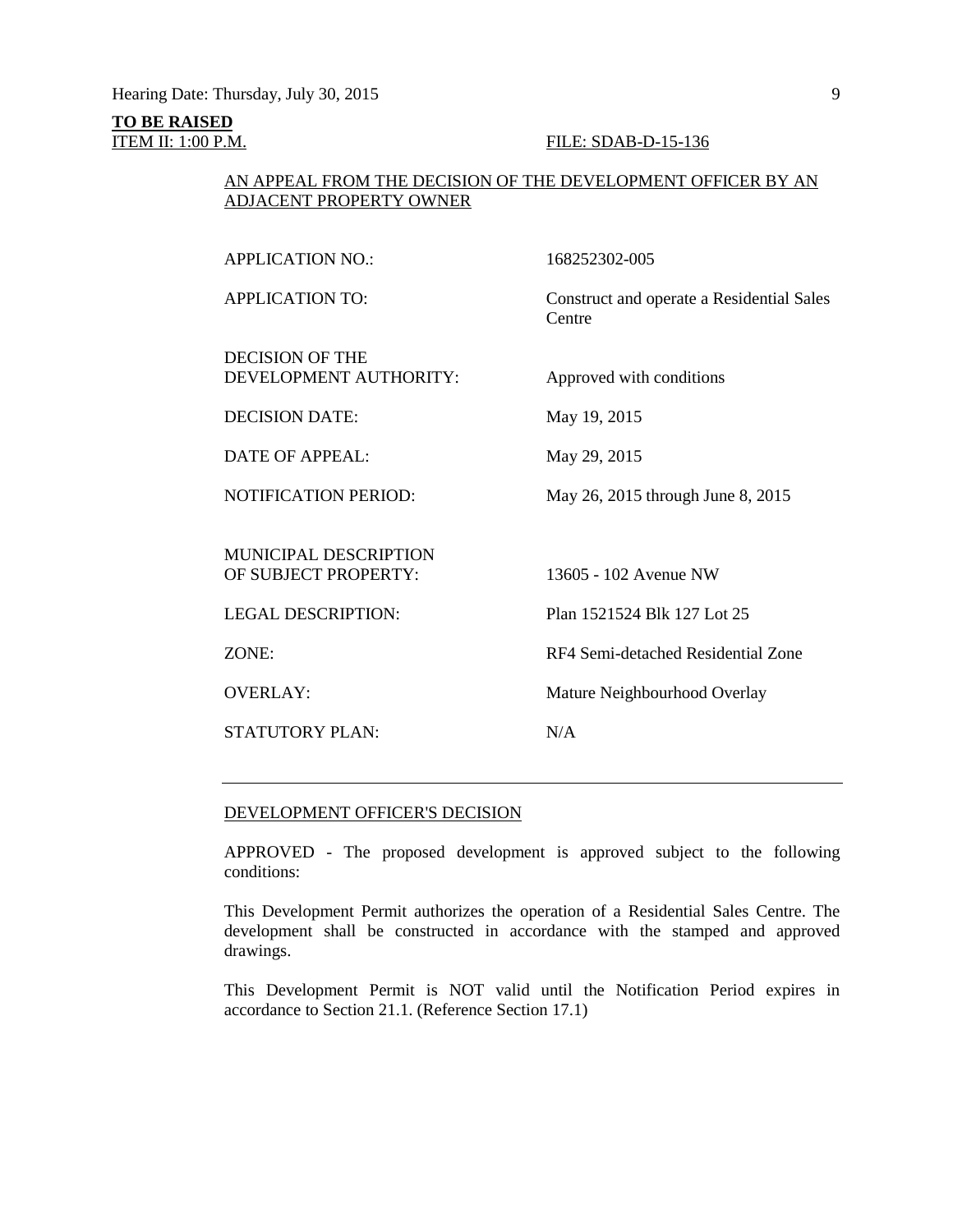**TO BE RAISED**

ITEM II: 1:00 P.M. FILE: SDAB-D-15-136

AN APPEAL FROM THE DECISION OF THE DEVELOPMENT OFFICER BY AN ADJACENT PROPERTY OWNER

| | |
|---|---|
| APPLICATION NO.: | 168252302-005 |
| APPLICATION TO: | Construct and operate a Residential Sales Centre |
| DECISION OF THE DEVELOPMENT AUTHORITY: | Approved with conditions |
| DECISION DATE: | May 19, 2015 |
| DATE OF APPEAL: | May 29, 2015 |
| NOTIFICATION PERIOD: | May 26, 2015 through June 8, 2015 |
| MUNICIPAL DESCRIPTION OF SUBJECT PROPERTY: | 13605 - 102 Avenue NW |
| LEGAL DESCRIPTION: | Plan 1521524 Blk 127 Lot 25 |
| ZONE: | RF4 Semi-detached Residential Zone |
| OVERLAY: | Mature Neighbourhood Overlay |
| STATUTORY PLAN: | N/A |

---

DEVELOPMENT OFFICER'S DECISION

APPROVED - The proposed development is approved subject to the following conditions:

This Development Permit authorizes the operation of a Residential Sales Centre. The development shall be constructed in accordance with the stamped and approved drawings.

This Development Permit is NOT valid until the Notification Period expires in accordance to Section 21.1. (Reference Section 17.1)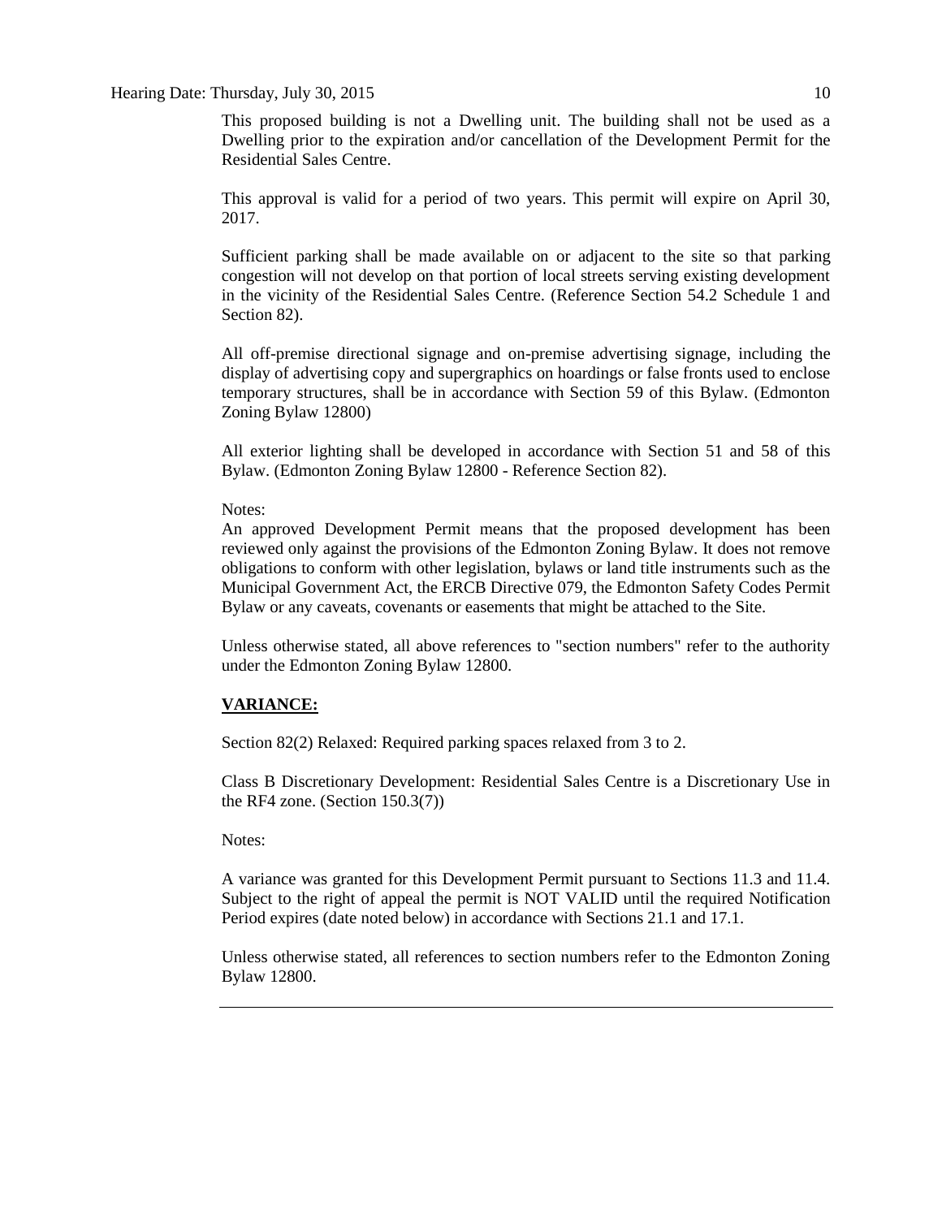This proposed building is not a Dwelling unit. The building shall not be used as a Dwelling prior to the expiration and/or cancellation of the Development Permit for the Residential Sales Centre.

This approval is valid for a period of two years. This permit will expire on April 30, 2017.

Sufficient parking shall be made available on or adjacent to the site so that parking congestion will not develop on that portion of local streets serving existing development in the vicinity of the Residential Sales Centre. (Reference Section 54.2 Schedule 1 and Section 82).

All off-premise directional signage and on-premise advertising signage, including the display of advertising copy and supergraphics on hoardings or false fronts used to enclose temporary structures, shall be in accordance with Section 59 of this Bylaw. (Edmonton Zoning Bylaw 12800)

All exterior lighting shall be developed in accordance with Section 51 and 58 of this Bylaw. (Edmonton Zoning Bylaw 12800 - Reference Section 82).

Notes:
An approved Development Permit means that the proposed development has been reviewed only against the provisions of the Edmonton Zoning Bylaw. It does not remove obligations to conform with other legislation, bylaws or land title instruments such as the Municipal Government Act, the ERCB Directive 079, the Edmonton Safety Codes Permit Bylaw or any caveats, covenants or easements that might be attached to the Site.

Unless otherwise stated, all above references to "section numbers" refer to the authority under the Edmonton Zoning Bylaw 12800.

**VARIANCE:**

Section 82(2) Relaxed: Required parking spaces relaxed from 3 to 2.

Class B Discretionary Development: Residential Sales Centre is a Discretionary Use in the RF4 zone. (Section 150.3(7))

Notes:

A variance was granted for this Development Permit pursuant to Sections 11.3 and 11.4. Subject to the right of appeal the permit is NOT VALID until the required Notification Period expires (date noted below) in accordance with Sections 21.1 and 17.1.

Unless otherwise stated, all references to section numbers refer to the Edmonton Zoning Bylaw 12800.

---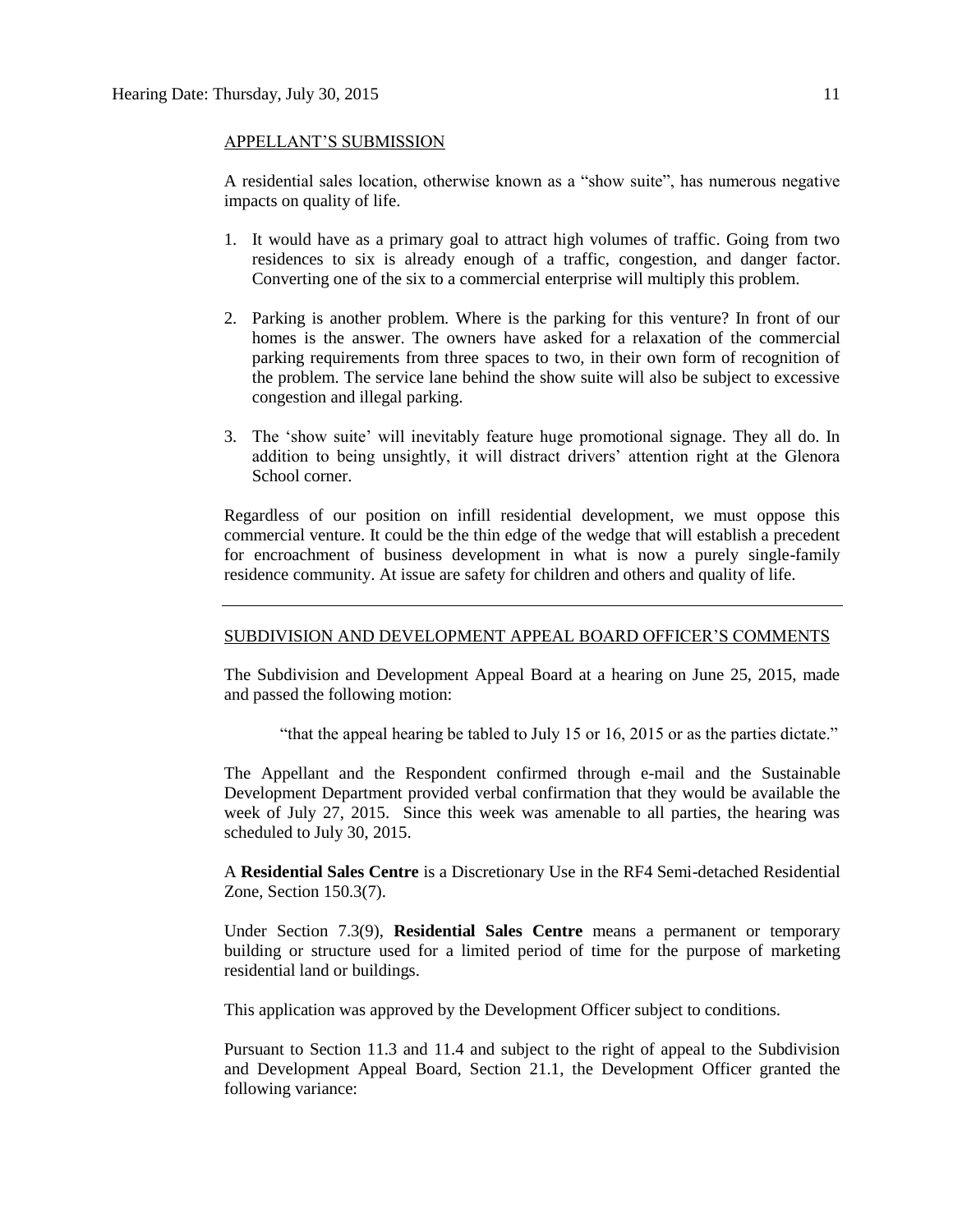APPELLANT'S SUBMISSION

A residential sales location, otherwise known as a "show suite", has numerous negative impacts on quality of life.

1. It would have as a primary goal to attract high volumes of traffic. Going from two residences to six is already enough of a traffic, congestion, and danger factor. Converting one of the six to a commercial enterprise will multiply this problem.
2. Parking is another problem. Where is the parking for this venture? In front of our homes is the answer. The owners have asked for a relaxation of the commercial parking requirements from three spaces to two, in their own form of recognition of the problem. The service lane behind the show suite will also be subject to excessive congestion and illegal parking.
3. The 'show suite' will inevitably feature huge promotional signage. They all do. In addition to being unsightly, it will distract drivers' attention right at the Glenora School corner.

Regardless of our position on infill residential development, we must oppose this commercial venture. It could be the thin edge of the wedge that will establish a precedent for encroachment of business development in what is now a purely single-family residence community. At issue are safety for children and others and quality of life.

---

SUBDIVISION AND DEVELOPMENT APPEAL BOARD OFFICER'S COMMENTS

The Subdivision and Development Appeal Board at a hearing on June 25, 2015, made and passed the following motion:

> "that the appeal hearing be tabled to July 15 or 16, 2015 or as the parties dictate."

The Appellant and the Respondent confirmed through e-mail and the Sustainable Development Department provided verbal confirmation that they would be available the week of July 27, 2015. Since this week was amenable to all parties, the hearing was scheduled to July 30, 2015.

A **Residential Sales Centre** is a Discretionary Use in the RF4 Semi-detached Residential Zone, Section 150.3(7).

Under Section 7.3(9), **Residential Sales Centre** means a permanent or temporary building or structure used for a limited period of time for the purpose of marketing residential land or buildings.

This application was approved by the Development Officer subject to conditions.

Pursuant to Section 11.3 and 11.4 and subject to the right of appeal to the Subdivision and Development Appeal Board, Section 21.1, the Development Officer granted the following variance: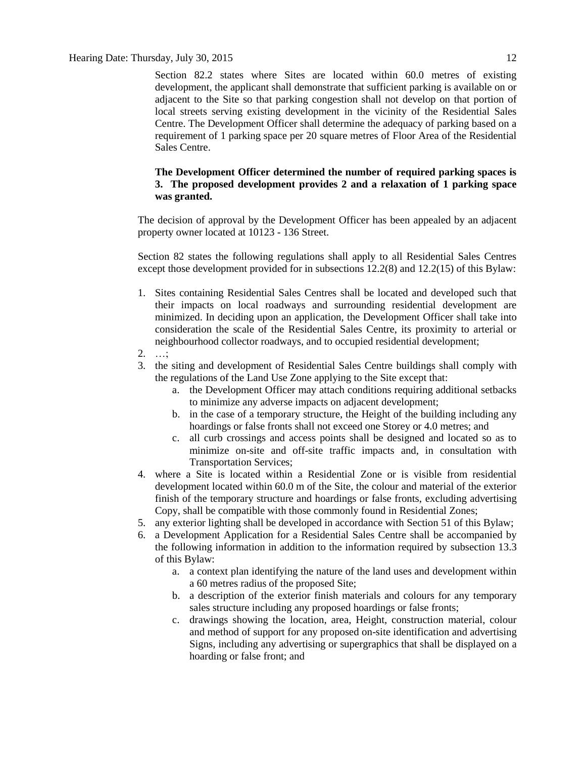Section 82.2 states where Sites are located within 60.0 metres of existing development, the applicant shall demonstrate that sufficient parking is available on or adjacent to the Site so that parking congestion shall not develop on that portion of local streets serving existing development in the vicinity of the Residential Sales Centre. The Development Officer shall determine the adequacy of parking based on a requirement of 1 parking space per 20 square metres of Floor Area of the Residential Sales Centre.

**The Development Officer determined the number of required parking spaces is 3. The proposed development provides 2 and a relaxation of 1 parking space was granted.**

The decision of approval by the Development Officer has been appealed by an adjacent property owner located at 10123 - 136 Street.

Section 82 states the following regulations shall apply to all Residential Sales Centres except those development provided for in subsections 12.2(8) and 12.2(15) of this Bylaw:

1. Sites containing Residential Sales Centres shall be located and developed such that their impacts on local roadways and surrounding residential development are minimized. In deciding upon an application, the Development Officer shall take into consideration the scale of the Residential Sales Centre, its proximity to arterial or neighbourhood collector roadways, and to occupied residential development;
2. …;
3. the siting and development of Residential Sales Centre buildings shall comply with the regulations of the Land Use Zone applying to the Site except that:
    a. the Development Officer may attach conditions requiring additional setbacks to minimize any adverse impacts on adjacent development;
    b. in the case of a temporary structure, the Height of the building including any hoardings or false fronts shall not exceed one Storey or 4.0 metres; and
    c. all curb crossings and access points shall be designed and located so as to minimize on-site and off-site traffic impacts and, in consultation with Transportation Services;
4. where a Site is located within a Residential Zone or is visible from residential development located within 60.0 m of the Site, the colour and material of the exterior finish of the temporary structure and hoardings or false fronts, excluding advertising Copy, shall be compatible with those commonly found in Residential Zones;
5. any exterior lighting shall be developed in accordance with Section 51 of this Bylaw;
6. a Development Application for a Residential Sales Centre shall be accompanied by the following information in addition to the information required by subsection 13.3 of this Bylaw:
    a. a context plan identifying the nature of the land uses and development within a 60 metres radius of the proposed Site;
    b. a description of the exterior finish materials and colours for any temporary sales structure including any proposed hoardings or false fronts;
    c. drawings showing the location, area, Height, construction material, colour and method of support for any proposed on-site identification and advertising Signs, including any advertising or supergraphics that shall be displayed on a hoarding or false front; and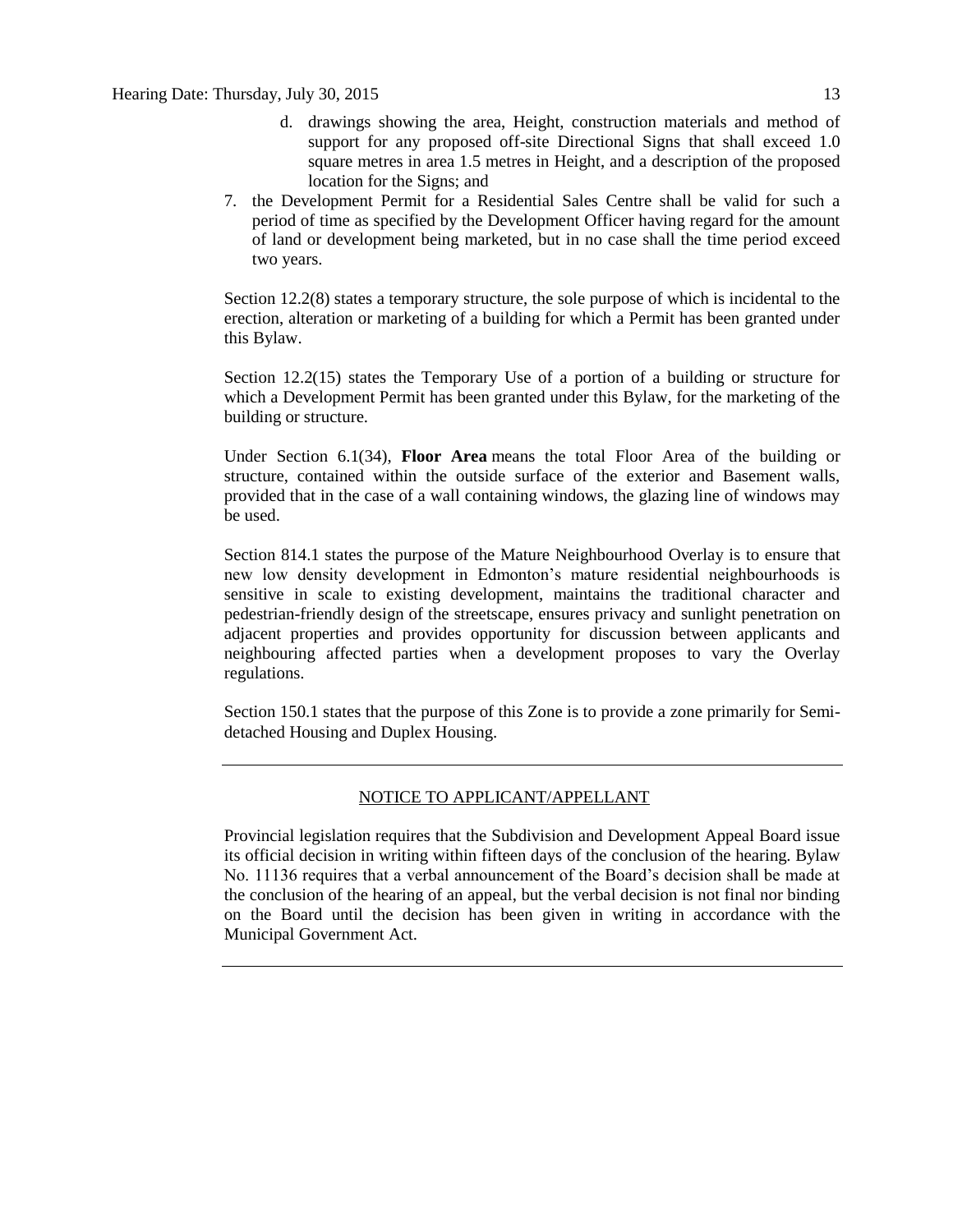d. drawings showing the area, Height, construction materials and method of support for any proposed off-site Directional Signs that shall exceed 1.0 square metres in area 1.5 metres in Height, and a description of the proposed location for the Signs; and

7. the Development Permit for a Residential Sales Centre shall be valid for such a period of time as specified by the Development Officer having regard for the amount of land or development being marketed, but in no case shall the time period exceed two years.

Section 12.2(8) states a temporary structure, the sole purpose of which is incidental to the erection, alteration or marketing of a building for which a Permit has been granted under this Bylaw.

Section 12.2(15) states the Temporary Use of a portion of a building or structure for which a Development Permit has been granted under this Bylaw, for the marketing of the building or structure.

Under Section 6.1(34), **Floor Area** means the total Floor Area of the building or structure, contained within the outside surface of the exterior and Basement walls, provided that in the case of a wall containing windows, the glazing line of windows may be used.

Section 814.1 states the purpose of the Mature Neighbourhood Overlay is to ensure that new low density development in Edmonton's mature residential neighbourhoods is sensitive in scale to existing development, maintains the traditional character and pedestrian-friendly design of the streetscape, ensures privacy and sunlight penetration on adjacent properties and provides opportunity for discussion between applicants and neighbouring affected parties when a development proposes to vary the Overlay regulations.

Section 150.1 states that the purpose of this Zone is to provide a zone primarily for Semi-detached Housing and Duplex Housing.

---

NOTICE TO APPLICANT/APPELLANT

Provincial legislation requires that the Subdivision and Development Appeal Board issue its official decision in writing within fifteen days of the conclusion of the hearing. Bylaw No. 11136 requires that a verbal announcement of the Board's decision shall be made at the conclusion of the hearing of an appeal, but the verbal decision is not final nor binding on the Board until the decision has been given in writing in accordance with the Municipal Government Act.

---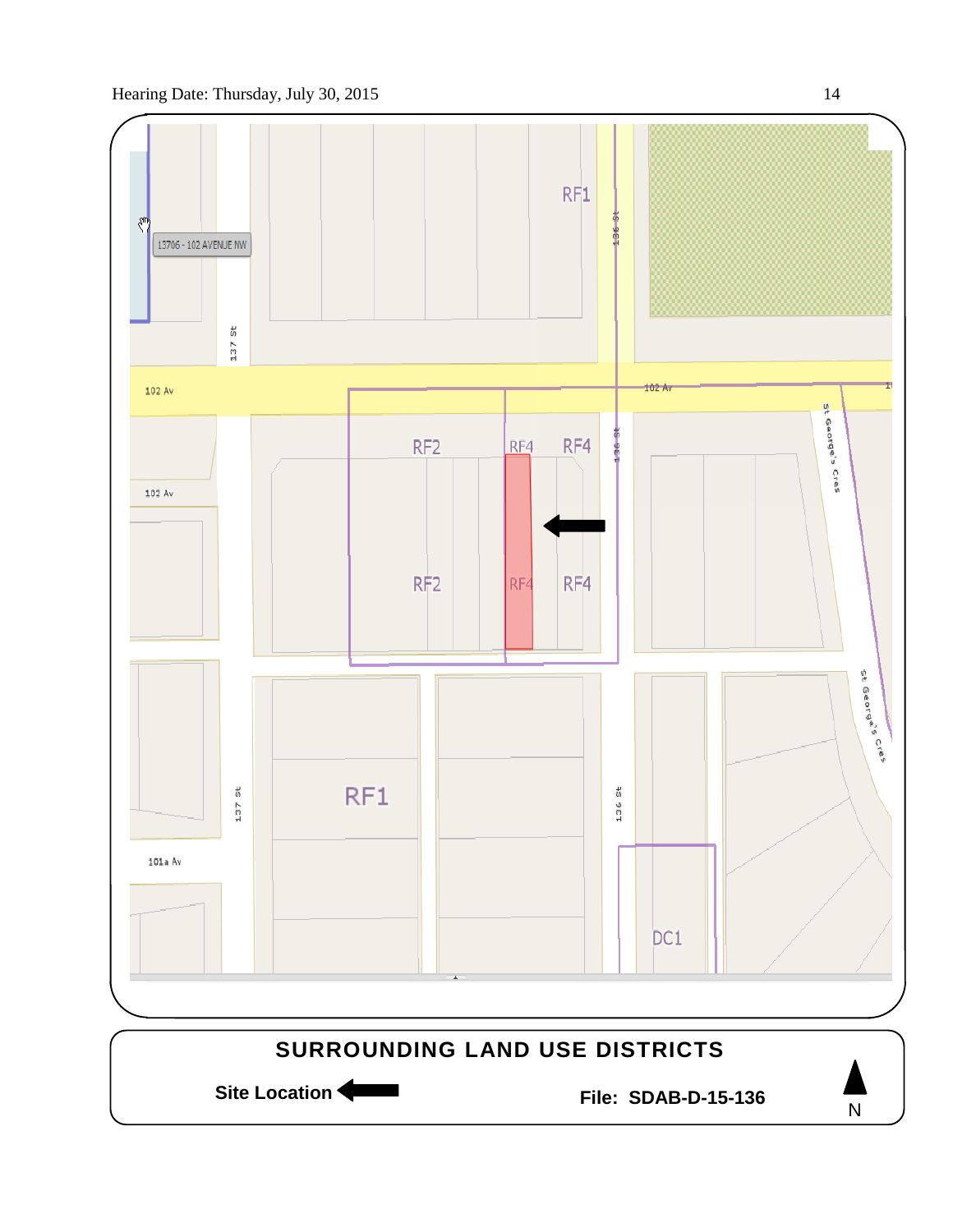RF1

13706 - 102 AVENUE NW

137 St

136 St

102 Av

102 Av

St George's Cres

RF2

RF4

RF4

RF2

RF4

RF4

102 Av

RF1

137 St

136 St

101a Av

St George's Cres

DC1

**SURROUNDING LAND USE DISTRICTS**

**Site Location** ⬅

**File: SDAB-D-15-136**

N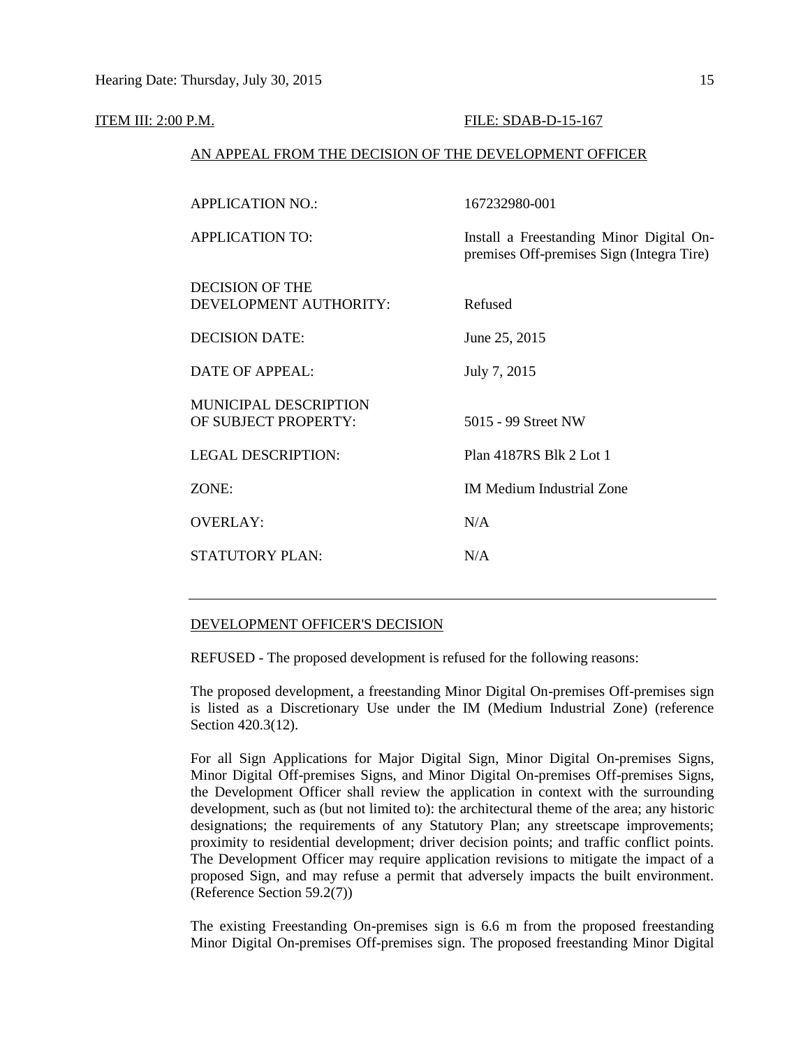ITEM III: 2:00 P.M. FILE: SDAB-D-15-167

AN APPEAL FROM THE DECISION OF THE DEVELOPMENT OFFICER

| | |
|---|---|
| APPLICATION NO.: | 167232980-001 |
| APPLICATION TO: | Install a Freestanding Minor Digital On-premises Off-premises Sign (Integra Tire) |
| DECISION OF THE DEVELOPMENT AUTHORITY: | Refused |
| DECISION DATE: | June 25, 2015 |
| DATE OF APPEAL: | July 7, 2015 |
| MUNICIPAL DESCRIPTION OF SUBJECT PROPERTY: | 5015 - 99 Street NW |
| LEGAL DESCRIPTION: | Plan 4187RS Blk 2 Lot 1 |
| ZONE: | IM Medium Industrial Zone |
| OVERLAY: | N/A |
| STATUTORY PLAN: | N/A |

---

DEVELOPMENT OFFICER'S DECISION

REFUSED - The proposed development is refused for the following reasons:

The proposed development, a freestanding Minor Digital On-premises Off-premises sign is listed as a Discretionary Use under the IM (Medium Industrial Zone) (reference Section 420.3(12).

For all Sign Applications for Major Digital Sign, Minor Digital On-premises Signs, Minor Digital Off-premises Signs, and Minor Digital On-premises Off-premises Signs, the Development Officer shall review the application in context with the surrounding development, such as (but not limited to): the architectural theme of the area; any historic designations; the requirements of any Statutory Plan; any streetscape improvements; proximity to residential development; driver decision points; and traffic conflict points. The Development Officer may require application revisions to mitigate the impact of a proposed Sign, and may refuse a permit that adversely impacts the built environment. (Reference Section 59.2(7))

The existing Freestanding On-premises sign is 6.6 m from the proposed freestanding Minor Digital On-premises Off-premises sign. The proposed freestanding Minor Digital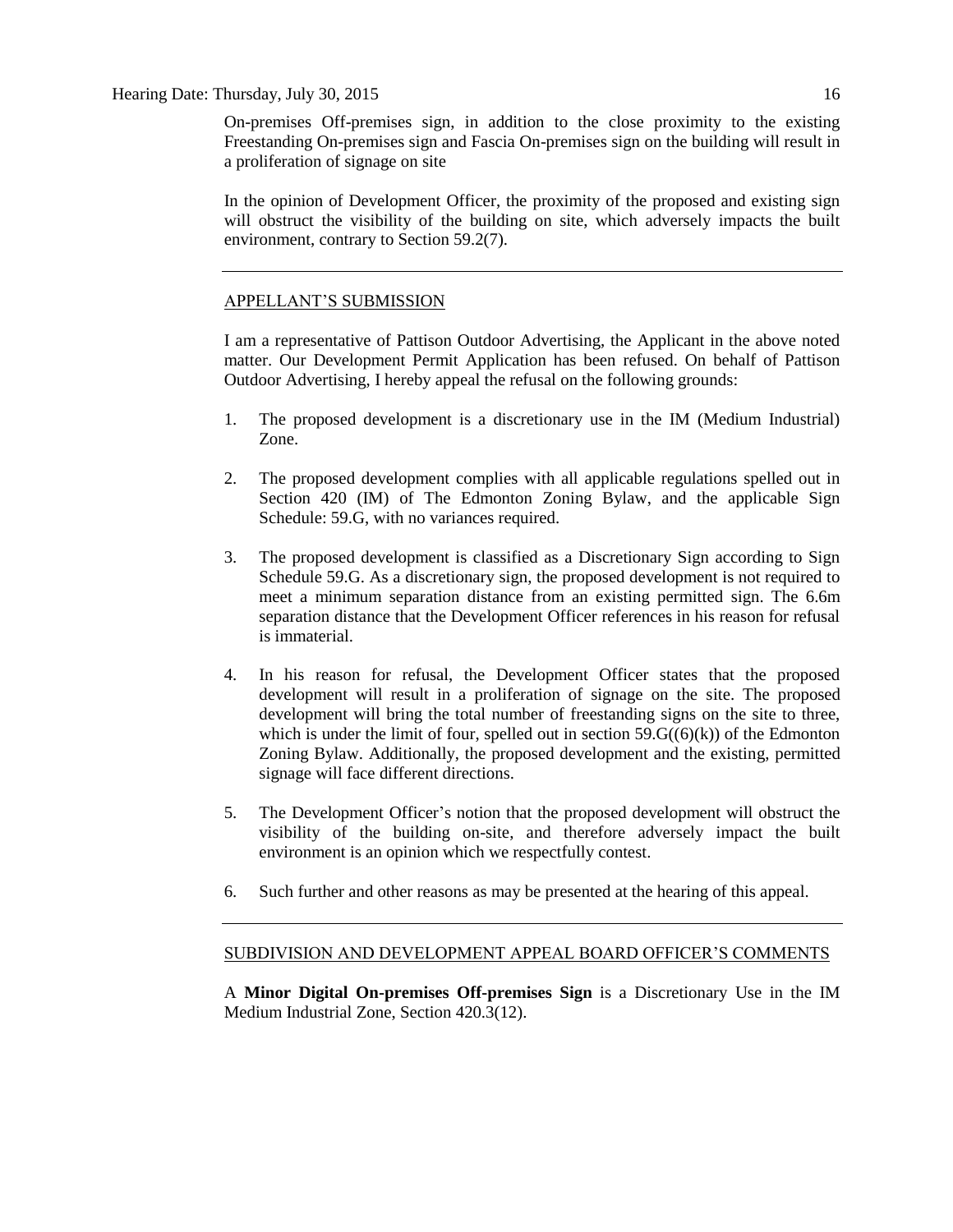On-premises Off-premises sign, in addition to the close proximity to the existing Freestanding On-premises sign and Fascia On-premises sign on the building will result in a proliferation of signage on site

In the opinion of Development Officer, the proximity of the proposed and existing sign will obstruct the visibility of the building on site, which adversely impacts the built environment, contrary to Section 59.2(7).

---

## APPELLANT'S SUBMISSION

I am a representative of Pattison Outdoor Advertising, the Applicant in the above noted matter. Our Development Permit Application has been refused. On behalf of Pattison Outdoor Advertising, I hereby appeal the refusal on the following grounds:

1. The proposed development is a discretionary use in the IM (Medium Industrial) Zone.

2. The proposed development complies with all applicable regulations spelled out in Section 420 (IM) of The Edmonton Zoning Bylaw, and the applicable Sign Schedule: 59.G, with no variances required.

3. The proposed development is classified as a Discretionary Sign according to Sign Schedule 59.G. As a discretionary sign, the proposed development is not required to meet a minimum separation distance from an existing permitted sign. The 6.6m separation distance that the Development Officer references in his reason for refusal is immaterial.

4. In his reason for refusal, the Development Officer states that the proposed development will result in a proliferation of signage on the site. The proposed development will bring the total number of freestanding signs on the site to three, which is under the limit of four, spelled out in section 59.G((6)(k)) of the Edmonton Zoning Bylaw. Additionally, the proposed development and the existing, permitted signage will face different directions.

5. The Development Officer's notion that the proposed development will obstruct the visibility of the building on-site, and therefore adversely impact the built environment is an opinion which we respectfully contest.

6. Such further and other reasons as may be presented at the hearing of this appeal.

---

## SUBDIVISION AND DEVELOPMENT APPEAL BOARD OFFICER'S COMMENTS

A **Minor Digital On-premises Off-premises Sign** is a Discretionary Use in the IM Medium Industrial Zone, Section 420.3(12).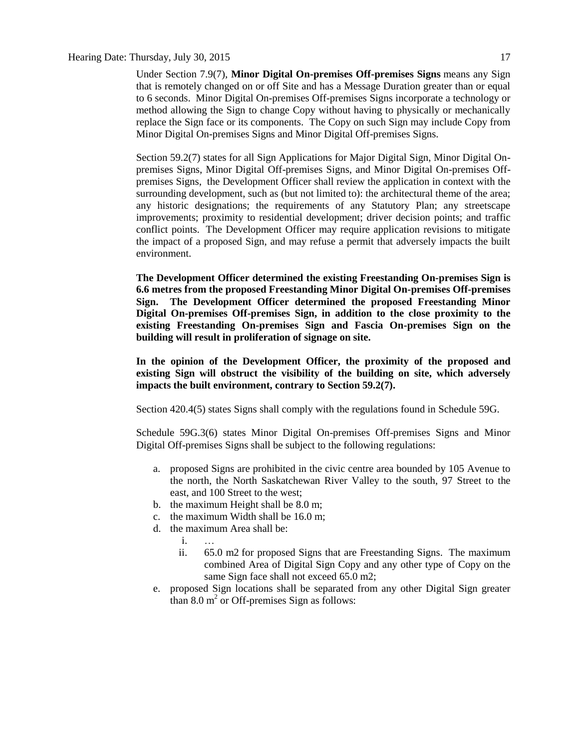Under Section 7.9(7), **Minor Digital On-premises Off-premises Signs** means any Sign that is remotely changed on or off Site and has a Message Duration greater than or equal to 6 seconds. Minor Digital On-premises Off-premises Signs incorporate a technology or method allowing the Sign to change Copy without having to physically or mechanically replace the Sign face or its components. The Copy on such Sign may include Copy from Minor Digital On-premises Signs and Minor Digital Off-premises Signs.

Section 59.2(7) states for all Sign Applications for Major Digital Sign, Minor Digital On-premises Signs, Minor Digital Off-premises Signs, and Minor Digital On-premises Off-premises Signs, the Development Officer shall review the application in context with the surrounding development, such as (but not limited to): the architectural theme of the area; any historic designations; the requirements of any Statutory Plan; any streetscape improvements; proximity to residential development; driver decision points; and traffic conflict points. The Development Officer may require application revisions to mitigate the impact of a proposed Sign, and may refuse a permit that adversely impacts the built environment.

**The Development Officer determined the existing Freestanding On-premises Sign is 6.6 metres from the proposed Freestanding Minor Digital On-premises Off-premises Sign. The Development Officer determined the proposed Freestanding Minor Digital On-premises Off-premises Sign, in addition to the close proximity to the existing Freestanding On-premises Sign and Fascia On-premises Sign on the building will result in proliferation of signage on site.**

**In the opinion of the Development Officer, the proximity of the proposed and existing Sign will obstruct the visibility of the building on site, which adversely impacts the built environment, contrary to Section 59.2(7).**

Section 420.4(5) states Signs shall comply with the regulations found in Schedule 59G.

Schedule 59G.3(6) states Minor Digital On-premises Off-premises Signs and Minor Digital Off-premises Signs shall be subject to the following regulations:

a. proposed Signs are prohibited in the civic centre area bounded by 105 Avenue to the north, the North Saskatchewan River Valley to the south, 97 Street to the east, and 100 Street to the west;
b. the maximum Height shall be 8.0 m;
c. the maximum Width shall be 16.0 m;
d. the maximum Area shall be:
    i. …
    ii. 65.0 m2 for proposed Signs that are Freestanding Signs. The maximum combined Area of Digital Sign Copy and any other type of Copy on the same Sign face shall not exceed 65.0 m2;
e. proposed Sign locations shall be separated from any other Digital Sign greater than 8.0 $m^2$ or Off-premises Sign as follows: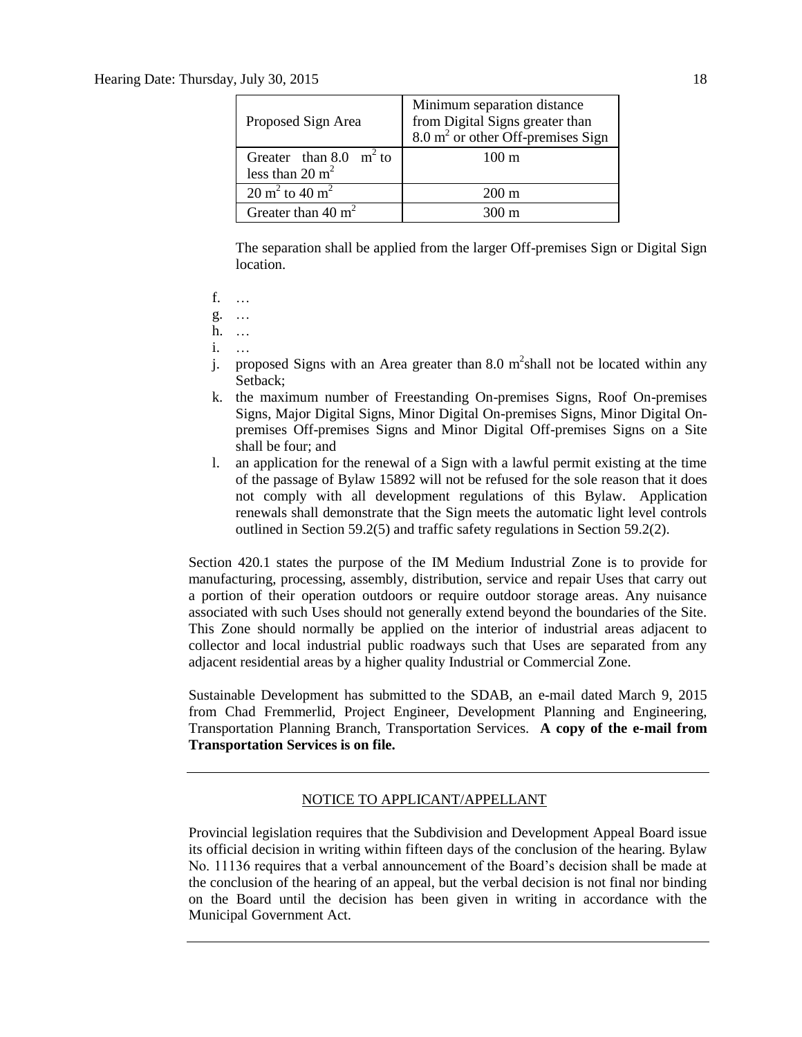| Proposed Sign Area | Minimum separation distance from Digital Signs greater than $8.0 m^2$ or other Off-premises Sign |
| --- | --- |
| Greater than $8.0 m^2$ to less than $20 m^2$ | 100 m |
| $20 m^2$ to $40 m^2$ | 200 m |
| Greater than $40 m^2$ | 300 m |

The separation shall be applied from the larger Off-premises Sign or Digital Sign location.

f. …
g. …
h. …
i. …
j. proposed Signs with an Area greater than $8.0 m^2$ shall not be located within any Setback;
k. the maximum number of Freestanding On-premises Signs, Roof On-premises Signs, Major Digital Signs, Minor Digital On-premises Signs, Minor Digital On-premises Off-premises Signs and Minor Digital Off-premises Signs on a Site shall be four; and
l. an application for the renewal of a Sign with a lawful permit existing at the time of the passage of Bylaw 15892 will not be refused for the sole reason that it does not comply with all development regulations of this Bylaw. Application renewals shall demonstrate that the Sign meets the automatic light level controls outlined in Section 59.2(5) and traffic safety regulations in Section 59.2(2).

Section 420.1 states the purpose of the IM Medium Industrial Zone is to provide for manufacturing, processing, assembly, distribution, service and repair Uses that carry out a portion of their operation outdoors or require outdoor storage areas. Any nuisance associated with such Uses should not generally extend beyond the boundaries of the Site. This Zone should normally be applied on the interior of industrial areas adjacent to collector and local industrial public roadways such that Uses are separated from any adjacent residential areas by a higher quality Industrial or Commercial Zone.

Sustainable Development has submitted to the SDAB, an e-mail dated March 9, 2015 from Chad Fremmerlid, Project Engineer, Development Planning and Engineering, Transportation Planning Branch, Transportation Services. **A copy of the e-mail from Transportation Services is on file.**

---

NOTICE TO APPLICANT/APPELLANT

Provincial legislation requires that the Subdivision and Development Appeal Board issue its official decision in writing within fifteen days of the conclusion of the hearing. Bylaw No. 11136 requires that a verbal announcement of the Board's decision shall be made at the conclusion of the hearing of an appeal, but the verbal decision is not final nor binding on the Board until the decision has been given in writing in accordance with the Municipal Government Act.

---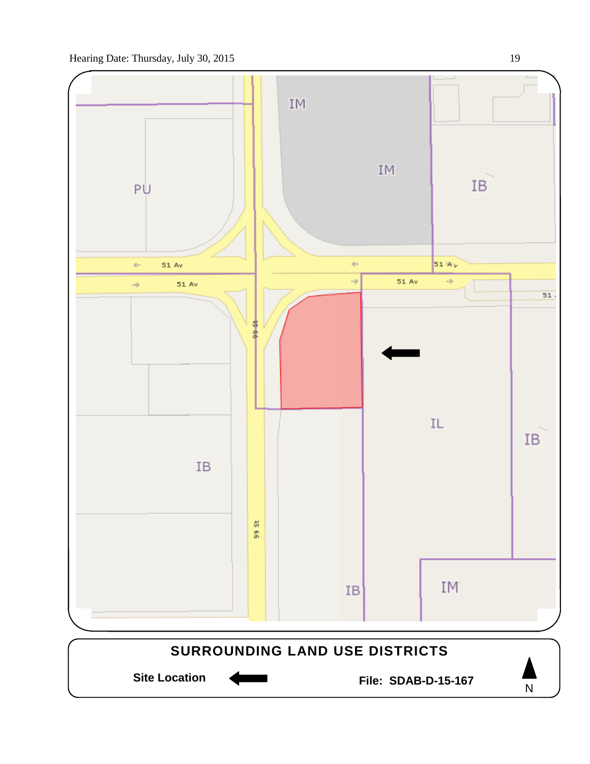PU

IM

IM

IB

51 Av

51 Av

51 Av

51 Av

51 Av

99 St

IL

IB

IB

99 St

IB

IM

**SURROUNDING LAND USE DISTRICTS**

**Site Location**

**File: SDAB-D-15-167**

N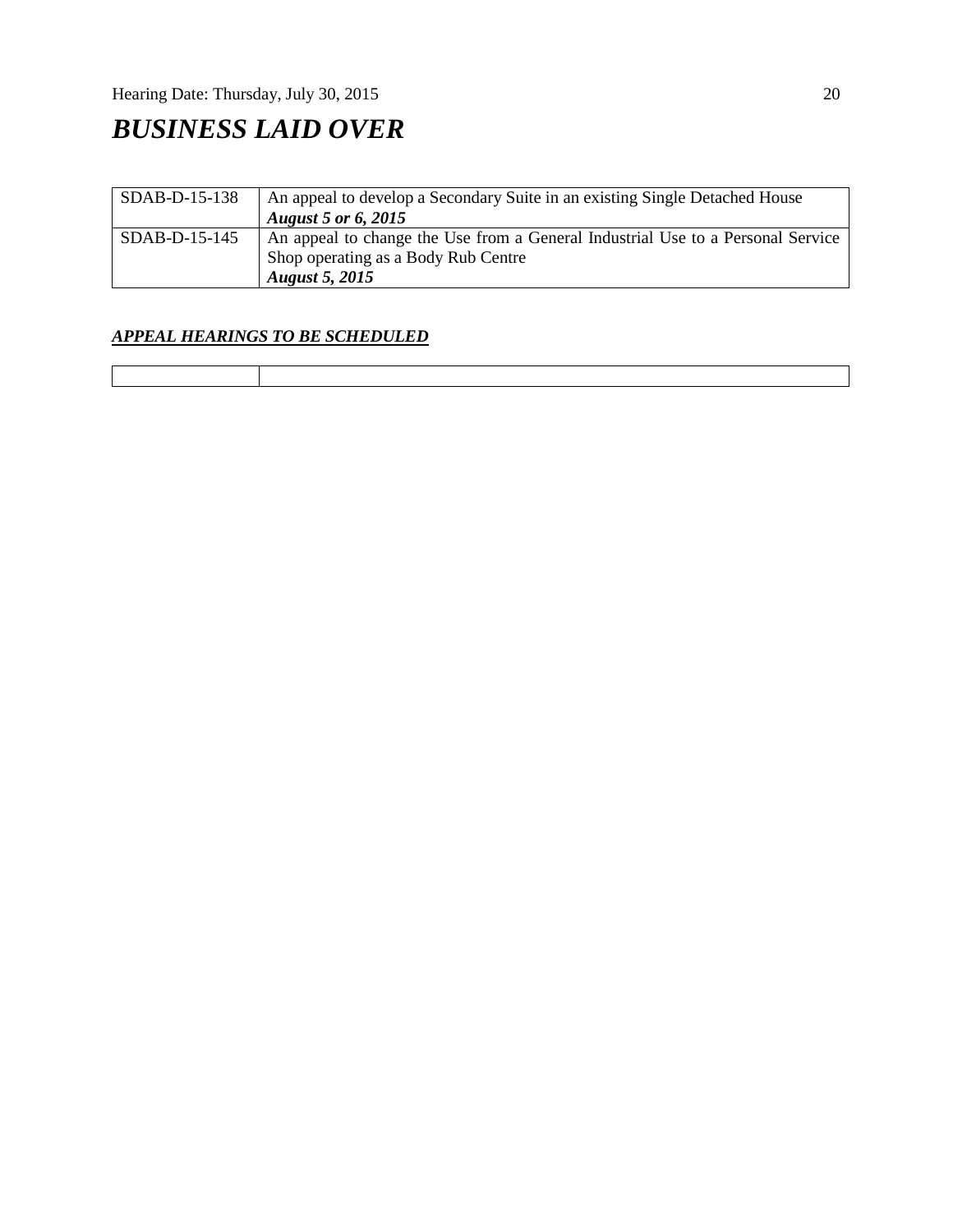# *BUSINESS LAID OVER*

| | |
|---|---|
| SDAB-D-15-138 | An appeal to develop a Secondary Suite in an existing Single Detached House<br>***August 5 or 6, 2015*** |
| SDAB-D-15-145 | An appeal to change the Use from a General Industrial Use to a Personal Service Shop operating as a Body Rub Centre<br>***August 5, 2015*** |

## ***APPEAL HEARINGS TO BE SCHEDULED***

| | |
|---|---|
| | |